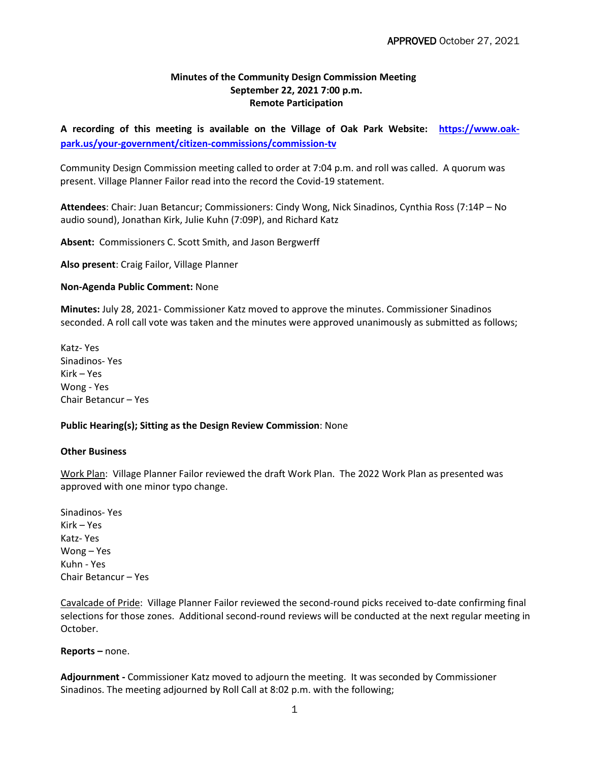APPROVED October 27, 2021

**Minutes of the Community Design Commission Meeting**
**September 22, 2021 7:00 p.m.**
**Remote Participation**

**A recording of this meeting is available on the Village of Oak Park Website: [https://www.oak-park.us/your-government/citizen-commissions/commission-tv](https://www.oak-park.us/your-government/citizen-commissions/commission-tv)**

Community Design Commission meeting called to order at 7:04 p.m. and roll was called. A quorum was present. Village Planner Failor read into the record the Covid-19 statement.

**Attendees**: Chair: Juan Betancur; Commissioners: Cindy Wong, Nick Sinadinos, Cynthia Ross (7:14P – No audio sound), Jonathan Kirk, Julie Kuhn (7:09P), and Richard Katz

**Absent:** Commissioners C. Scott Smith, and Jason Bergwerff

**Also present**: Craig Failor, Village Planner

**Non-Agenda Public Comment:** None

**Minutes:** July 28, 2021- Commissioner Katz moved to approve the minutes. Commissioner Sinadinos seconded. A roll call vote was taken and the minutes were approved unanimously as submitted as follows;

Katz- Yes
Sinadinos- Yes
Kirk – Yes
Wong - Yes
Chair Betancur – Yes

**Public Hearing(s); Sitting as the Design Review Commission**: None

**Other Business**

Work Plan: Village Planner Failor reviewed the draft Work Plan. The 2022 Work Plan as presented was approved with one minor typo change.

Sinadinos- Yes
Kirk – Yes
Katz- Yes
Wong – Yes
Kuhn - Yes
Chair Betancur – Yes

Cavalcade of Pride: Village Planner Failor reviewed the second-round picks received to-date confirming final selections for those zones. Additional second-round reviews will be conducted at the next regular meeting in October.

**Reports –** none.

**Adjournment -** Commissioner Katz moved to adjourn the meeting. It was seconded by Commissioner Sinadinos. The meeting adjourned by Roll Call at 8:02 p.m. with the following;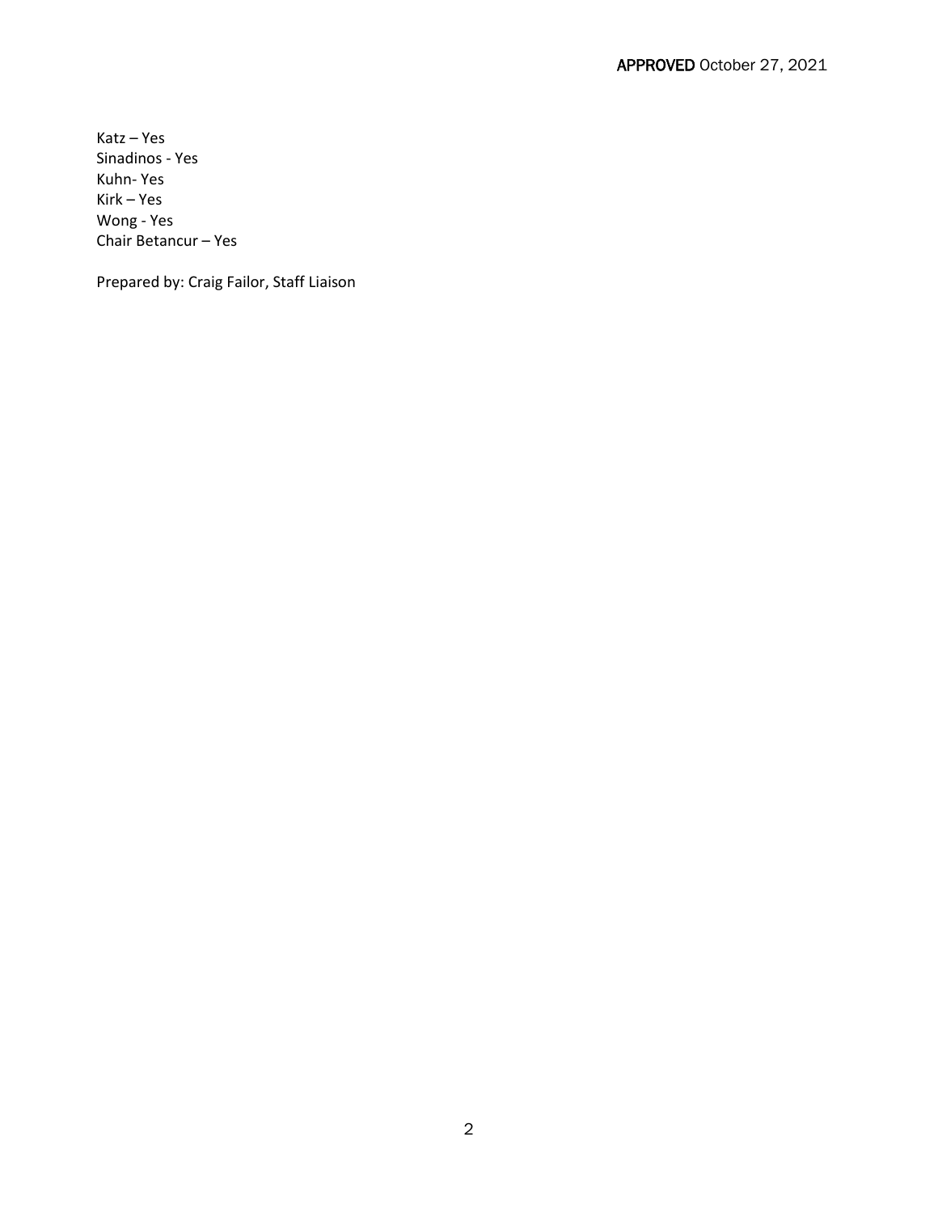**APPROVED** October 27, 2021

Katz – Yes
Sinadinos - Yes
Kuhn- Yes
Kirk – Yes
Wong - Yes
Chair Betancur – Yes

Prepared by: Craig Failor, Staff Liaison